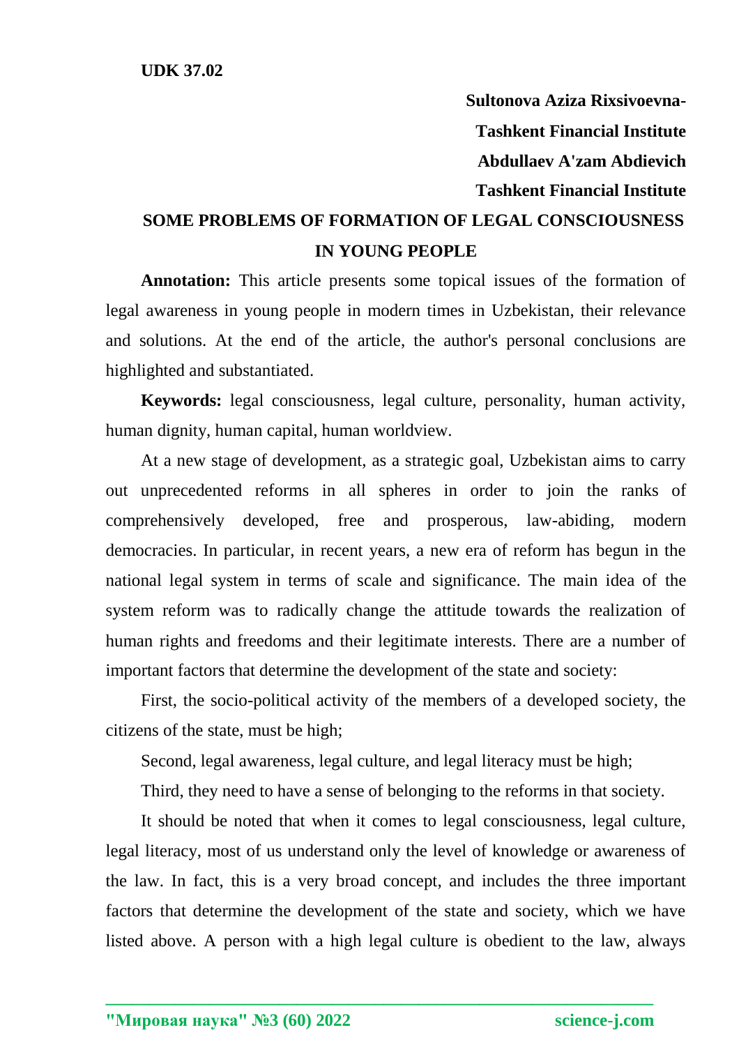**UDK 37.02**

**Sultonova Aziza Rixsivoevna-**

**Tashkent Financial Institute**

**Abdullaev A'zam Abdievich**

**Tashkent Financial Institute**

# SOME PROBLEMS OF FORMATION OF LEGAL CONSCIOUSNESS IN YOUNG PEOPLE

**Annotation:** This article presents some topical issues of the formation of legal awareness in young people in modern times in Uzbekistan, their relevance and solutions. At the end of the article, the author's personal conclusions are highlighted and substantiated.

**Keywords:** legal consciousness, legal culture, personality, human activity, human dignity, human capital, human worldview.

At a new stage of development, as a strategic goal, Uzbekistan aims to carry out unprecedented reforms in all spheres in order to join the ranks of comprehensively developed, free and prosperous, law-abiding, modern democracies. In particular, in recent years, a new era of reform has begun in the national legal system in terms of scale and significance. The main idea of the system reform was to radically change the attitude towards the realization of human rights and freedoms and their legitimate interests. There are a number of important factors that determine the development of the state and society:

First, the socio-political activity of the members of a developed society, the citizens of the state, must be high;

Second, legal awareness, legal culture, and legal literacy must be high;

Third, they need to have a sense of belonging to the reforms in that society.

It should be noted that when it comes to legal consciousness, legal culture, legal literacy, most of us understand only the level of knowledge or awareness of the law. In fact, this is a very broad concept, and includes the three important factors that determine the development of the state and society, which we have listed above. A person with a high legal culture is obedient to the law, always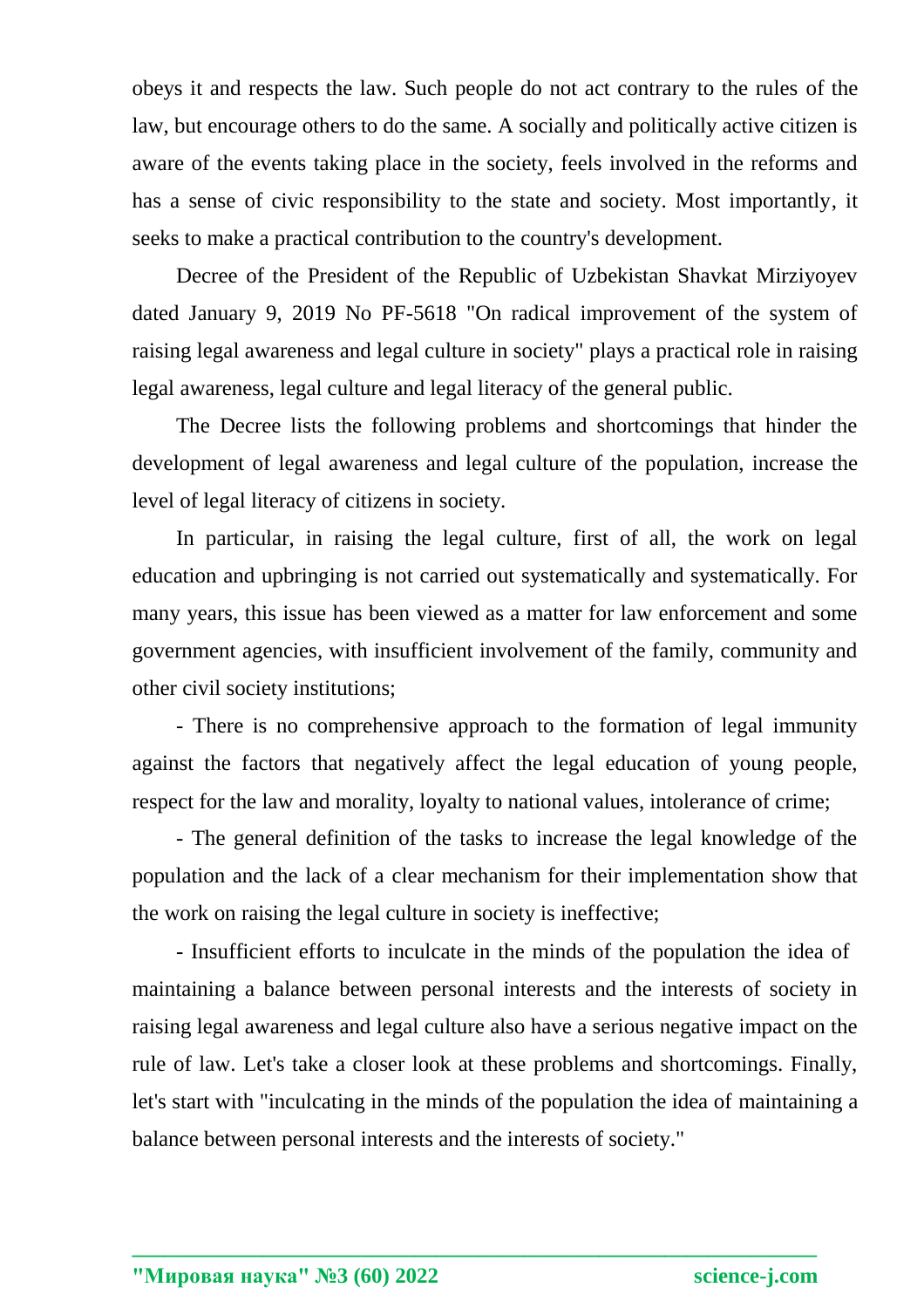obeys it and respects the law. Such people do not act contrary to the rules of the law, but encourage others to do the same. A socially and politically active citizen is aware of the events taking place in the society, feels involved in the reforms and has a sense of civic responsibility to the state and society. Most importantly, it seeks to make a practical contribution to the country's development.

Decree of the President of the Republic of Uzbekistan Shavkat Mirziyoyev dated January 9, 2019 No PF-5618 "On radical improvement of the system of raising legal awareness and legal culture in society" plays a practical role in raising legal awareness, legal culture and legal literacy of the general public.

The Decree lists the following problems and shortcomings that hinder the development of legal awareness and legal culture of the population, increase the level of legal literacy of citizens in society.

In particular, in raising the legal culture, first of all, the work on legal education and upbringing is not carried out systematically and systematically. For many years, this issue has been viewed as a matter for law enforcement and some government agencies, with insufficient involvement of the family, community and other civil society institutions;

- There is no comprehensive approach to the formation of legal immunity against the factors that negatively affect the legal education of young people, respect for the law and morality, loyalty to national values, intolerance of crime;

- The general definition of the tasks to increase the legal knowledge of the population and the lack of a clear mechanism for their implementation show that the work on raising the legal culture in society is ineffective;

- Insufficient efforts to inculcate in the minds of the population the idea of maintaining a balance between personal interests and the interests of society in raising legal awareness and legal culture also have a serious negative impact on the rule of law. Let's take a closer look at these problems and shortcomings. Finally, let's start with "inculcating in the minds of the population the idea of maintaining a balance between personal interests and the interests of society."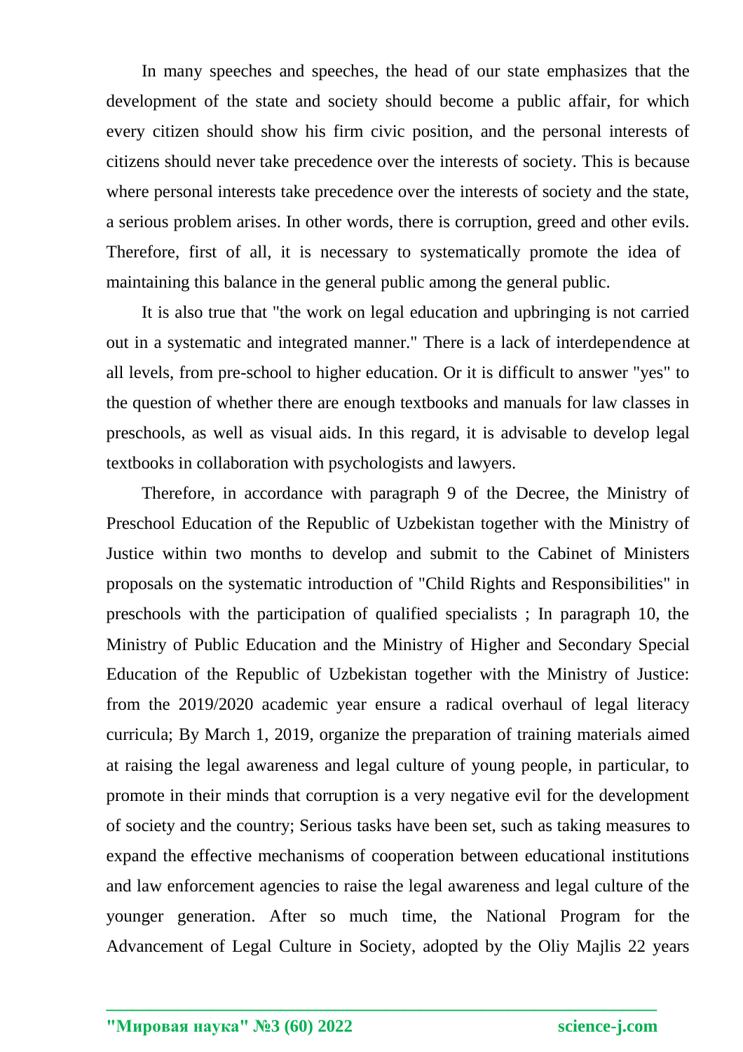In many speeches and speeches, the head of our state emphasizes that the development of the state and society should become a public affair, for which every citizen should show his firm civic position, and the personal interests of citizens should never take precedence over the interests of society. This is because where personal interests take precedence over the interests of society and the state, a serious problem arises. In other words, there is corruption, greed and other evils. Therefore, first of all, it is necessary to systematically promote the idea of maintaining this balance in the general public among the general public.

It is also true that "the work on legal education and upbringing is not carried out in a systematic and integrated manner." There is a lack of interdependence at all levels, from pre-school to higher education. Or it is difficult to answer "yes" to the question of whether there are enough textbooks and manuals for law classes in preschools, as well as visual aids. In this regard, it is advisable to develop legal textbooks in collaboration with psychologists and lawyers.

Therefore, in accordance with paragraph 9 of the Decree, the Ministry of Preschool Education of the Republic of Uzbekistan together with the Ministry of Justice within two months to develop and submit to the Cabinet of Ministers proposals on the systematic introduction of "Child Rights and Responsibilities" in preschools with the participation of qualified specialists ; In paragraph 10, the Ministry of Public Education and the Ministry of Higher and Secondary Special Education of the Republic of Uzbekistan together with the Ministry of Justice: from the 2019/2020 academic year ensure a radical overhaul of legal literacy curricula; By March 1, 2019, organize the preparation of training materials aimed at raising the legal awareness and legal culture of young people, in particular, to promote in their minds that corruption is a very negative evil for the development of society and the country; Serious tasks have been set, such as taking measures to expand the effective mechanisms of cooperation between educational institutions and law enforcement agencies to raise the legal awareness and legal culture of the younger generation. After so much time, the National Program for the Advancement of Legal Culture in Society, adopted by the Oliy Majlis 22 years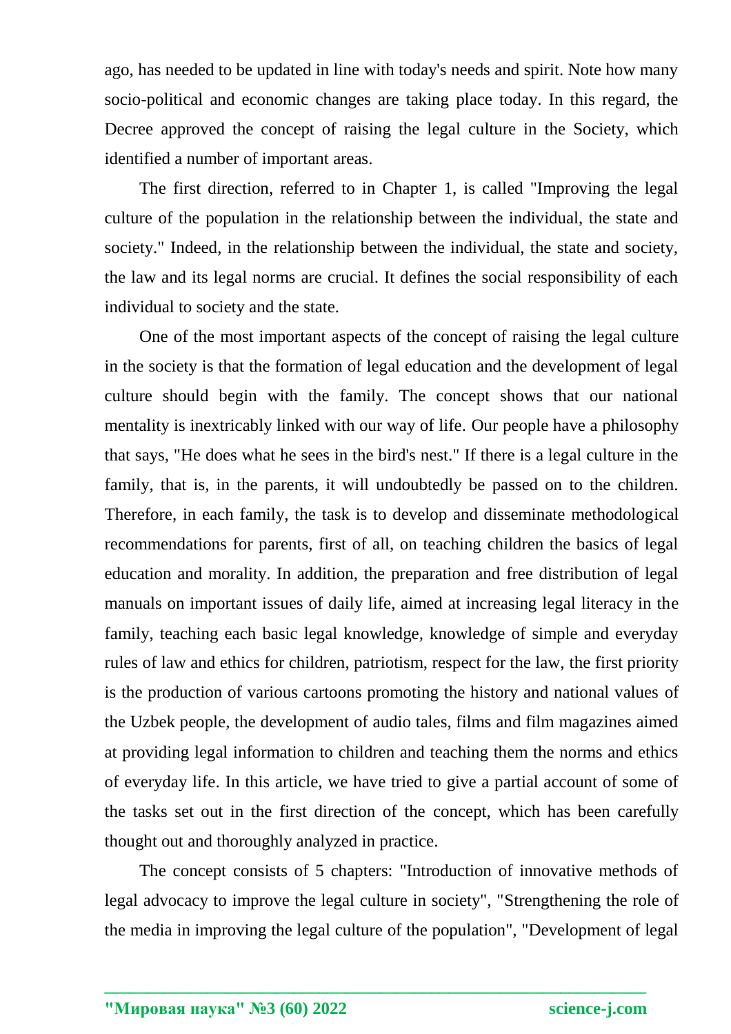ago, has needed to be updated in line with today's needs and spirit. Note how many socio-political and economic changes are taking place today. In this regard, the Decree approved the concept of raising the legal culture in the Society, which identified a number of important areas.

The first direction, referred to in Chapter 1, is called "Improving the legal culture of the population in the relationship between the individual, the state and society." Indeed, in the relationship between the individual, the state and society, the law and its legal norms are crucial. It defines the social responsibility of each individual to society and the state.

One of the most important aspects of the concept of raising the legal culture in the society is that the formation of legal education and the development of legal culture should begin with the family. The concept shows that our national mentality is inextricably linked with our way of life. Our people have a philosophy that says, "He does what he sees in the bird's nest." If there is a legal culture in the family, that is, in the parents, it will undoubtedly be passed on to the children. Therefore, in each family, the task is to develop and disseminate methodological recommendations for parents, first of all, on teaching children the basics of legal education and morality. In addition, the preparation and free distribution of legal manuals on important issues of daily life, aimed at increasing legal literacy in the family, teaching each basic legal knowledge, knowledge of simple and everyday rules of law and ethics for children, patriotism, respect for the law, the first priority is the production of various cartoons promoting the history and national values of the Uzbek people, the development of audio tales, films and film magazines aimed at providing legal information to children and teaching them the norms and ethics of everyday life. In this article, we have tried to give a partial account of some of the tasks set out in the first direction of the concept, which has been carefully thought out and thoroughly analyzed in practice.

The concept consists of 5 chapters: "Introduction of innovative methods of legal advocacy to improve the legal culture in society", "Strengthening the role of the media in improving the legal culture of the population", "Development of legal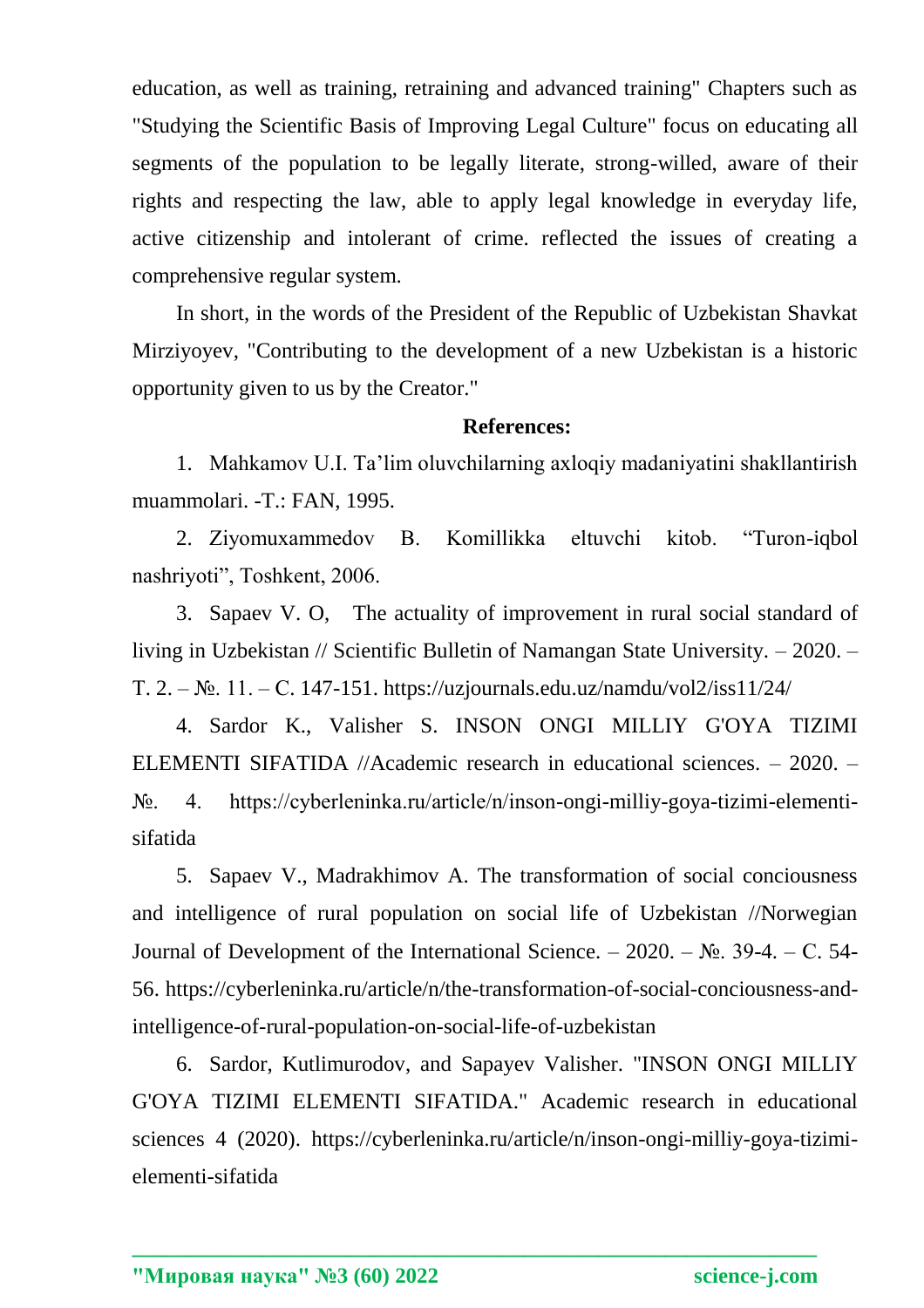education, as well as training, retraining and advanced training" Chapters such as "Studying the Scientific Basis of Improving Legal Culture" focus on educating all segments of the population to be legally literate, strong-willed, aware of their rights and respecting the law, able to apply legal knowledge in everyday life, active citizenship and intolerant of crime. reflected the issues of creating a comprehensive regular system.

In short, in the words of the President of the Republic of Uzbekistan Shavkat Mirziyoyev, "Contributing to the development of a new Uzbekistan is a historic opportunity given to us by the Creator."

**References:**

1. Mahkamov U.I. Ta'lim oluvchilarning axloqiy madaniyatini shakllantirish muammolari. -T.: FAN, 1995.
2. Ziyomuxammedov B. Komillikka eltuvchi kitob. "Turon-iqbol nashriyoti", Toshkent, 2006.
3. Sapaev V. O, The actuality of improvement in rural social standard of living in Uzbekistan // Scientific Bulletin of Namangan State University. – 2020. – T. 2. – №. 11. – C. 147-151. https://uzjournals.edu.uz/namdu/vol2/iss11/24/
4. Sardor K., Valisher S. INSON ONGI MILLIY G'OYA TIZIMI ELEMENTI SIFATIDA //Academic research in educational sciences. – 2020. – №. 4. https://cyberleninka.ru/article/n/inson-ongi-milliy-goya-tizimi-elementi-sifatida
5. Sapaev V., Madrakhimov A. The transformation of social conciousness and intelligence of rural population on social life of Uzbekistan //Norwegian Journal of Development of the International Science. – 2020. – №. 39-4. – C. 54-56. https://cyberleninka.ru/article/n/the-transformation-of-social-conciousness-and-intelligence-of-rural-population-on-social-life-of-uzbekistan
6. Sardor, Kutlimurodov, and Sapayev Valisher. "INSON ONGI MILLIY G'OYA TIZIMI ELEMENTI SIFATIDA." Academic research in educational sciences 4 (2020). https://cyberleninka.ru/article/n/inson-ongi-milliy-goya-tizimi-elementi-sifatida